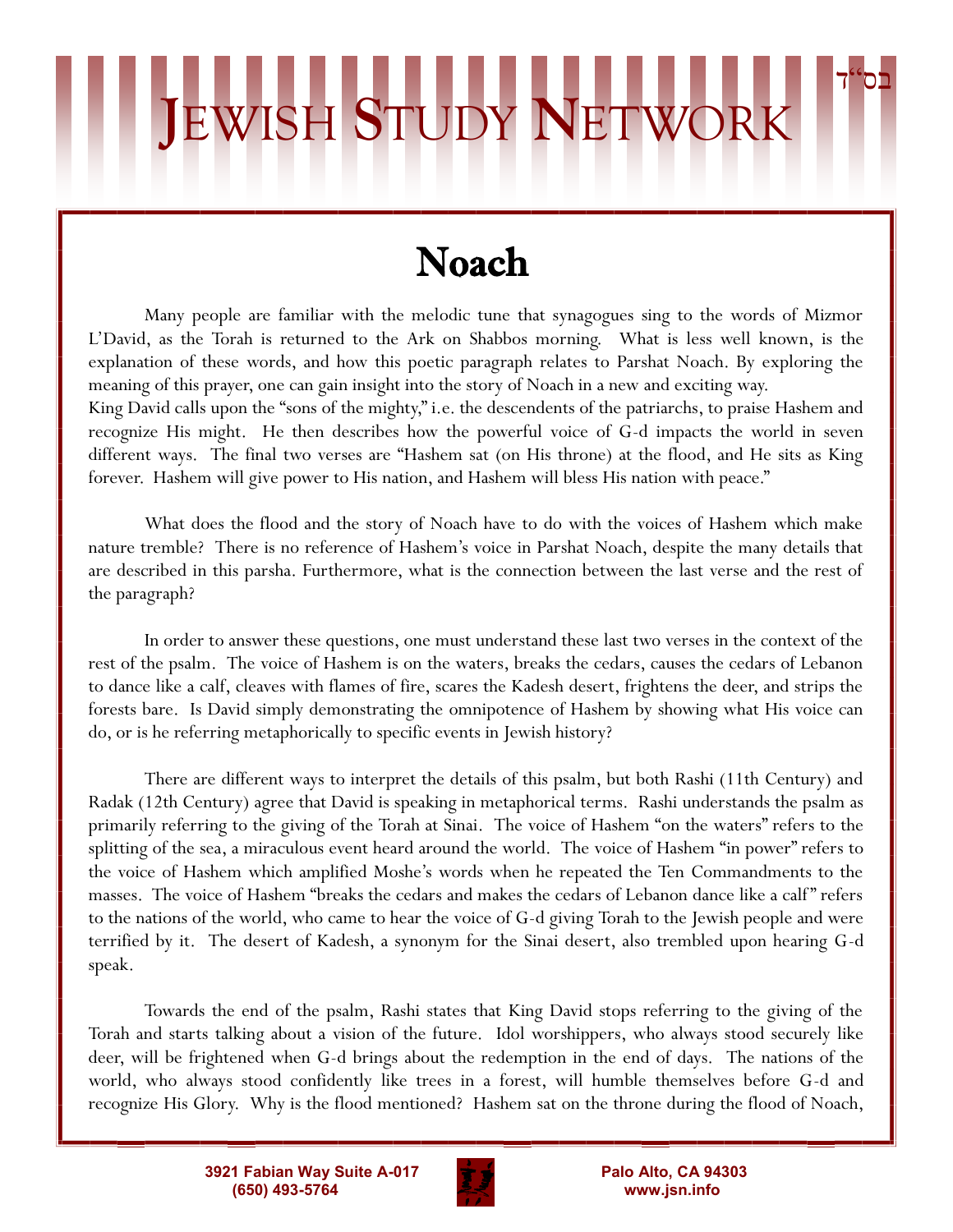# Noach

Many people are familiar with the melodic tune that synagogues sing to the words of Mizmor L'David, as the Torah is returned to the Ark on Shabbos morning. What is less well known, is the explanation of these words, and how this poetic paragraph relates to Parshat Noach. By exploring the meaning of this prayer, one can gain insight into the story of Noach in a new and exciting way.
King David calls upon the "sons of the mighty," i.e. the descendents of the patriarchs, to praise Hashem and recognize His might. He then describes how the powerful voice of G-d impacts the world in seven different ways. The final two verses are "Hashem sat (on His throne) at the flood, and He sits as King forever. Hashem will give power to His nation, and Hashem will bless His nation with peace."

What does the flood and the story of Noach have to do with the voices of Hashem which make nature tremble? There is no reference of Hashem's voice in Parshat Noach, despite the many details that are described in this parsha. Furthermore, what is the connection between the last verse and the rest of the paragraph?

In order to answer these questions, one must understand these last two verses in the context of the rest of the psalm. The voice of Hashem is on the waters, breaks the cedars, causes the cedars of Lebanon to dance like a calf, cleaves with flames of fire, scares the Kadesh desert, frightens the deer, and strips the forests bare. Is David simply demonstrating the omnipotence of Hashem by showing what His voice can do, or is he referring metaphorically to specific events in Jewish history?

There are different ways to interpret the details of this psalm, but both Rashi (11th Century) and Radak (12th Century) agree that David is speaking in metaphorical terms. Rashi understands the psalm as primarily referring to the giving of the Torah at Sinai. The voice of Hashem "on the waters" refers to the splitting of the sea, a miraculous event heard around the world. The voice of Hashem "in power" refers to the voice of Hashem which amplified Moshe's words when he repeated the Ten Commandments to the masses. The voice of Hashem "breaks the cedars and makes the cedars of Lebanon dance like a calf" refers to the nations of the world, who came to hear the voice of G-d giving Torah to the Jewish people and were terrified by it. The desert of Kadesh, a synonym for the Sinai desert, also trembled upon hearing G-d speak.

Towards the end of the psalm, Rashi states that King David stops referring to the giving of the Torah and starts talking about a vision of the future. Idol worshippers, who always stood securely like deer, will be frightened when G-d brings about the redemption in the end of days. The nations of the world, who always stood confidently like trees in a forest, will humble themselves before G-d and recognize His Glory. Why is the flood mentioned? Hashem sat on the throne during the flood of Noach,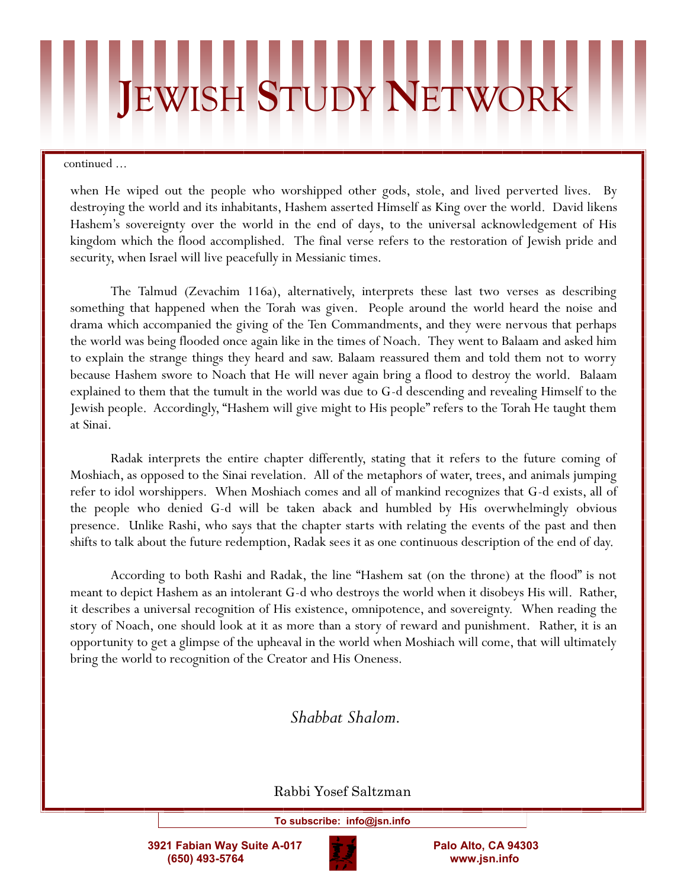continued …

when He wiped out the people who worshipped other gods, stole, and lived perverted lives. By destroying the world and its inhabitants, Hashem asserted Himself as King over the world. David likens Hashem's sovereignty over the world in the end of days, to the universal acknowledgement of His kingdom which the flood accomplished. The final verse refers to the restoration of Jewish pride and security, when Israel will live peacefully in Messianic times.

The Talmud (Zevachim 116a), alternatively, interprets these last two verses as describing something that happened when the Torah was given. People around the world heard the noise and drama which accompanied the giving of the Ten Commandments, and they were nervous that perhaps the world was being flooded once again like in the times of Noach. They went to Balaam and asked him to explain the strange things they heard and saw. Balaam reassured them and told them not to worry because Hashem swore to Noach that He will never again bring a flood to destroy the world. Balaam explained to them that the tumult in the world was due to G-d descending and revealing Himself to the Jewish people. Accordingly, "Hashem will give might to His people" refers to the Torah He taught them at Sinai.

Radak interprets the entire chapter differently, stating that it refers to the future coming of Moshiach, as opposed to the Sinai revelation. All of the metaphors of water, trees, and animals jumping refer to idol worshippers. When Moshiach comes and all of mankind recognizes that G-d exists, all of the people who denied G-d will be taken aback and humbled by His overwhelmingly obvious presence. Unlike Rashi, who says that the chapter starts with relating the events of the past and then shifts to talk about the future redemption, Radak sees it as one continuous description of the end of day.

According to both Rashi and Radak, the line "Hashem sat (on the throne) at the flood" is not meant to depict Hashem as an intolerant G-d who destroys the world when it disobeys His will. Rather, it describes a universal recognition of His existence, omnipotence, and sovereignty. When reading the story of Noach, one should look at it as more than a story of reward and punishment. Rather, it is an opportunity to get a glimpse of the upheaval in the world when Moshiach will come, that will ultimately bring the world to recognition of the Creator and His Oneness.

*Shabbat Shalom.*

Rabbi Yosef Saltzman

**To subscribe: info@jsn.info**

**3921 Fabian Way Suite A-017**
**(650) 493-5764**

**Palo Alto, CA 94303**
**www.jsn.info**